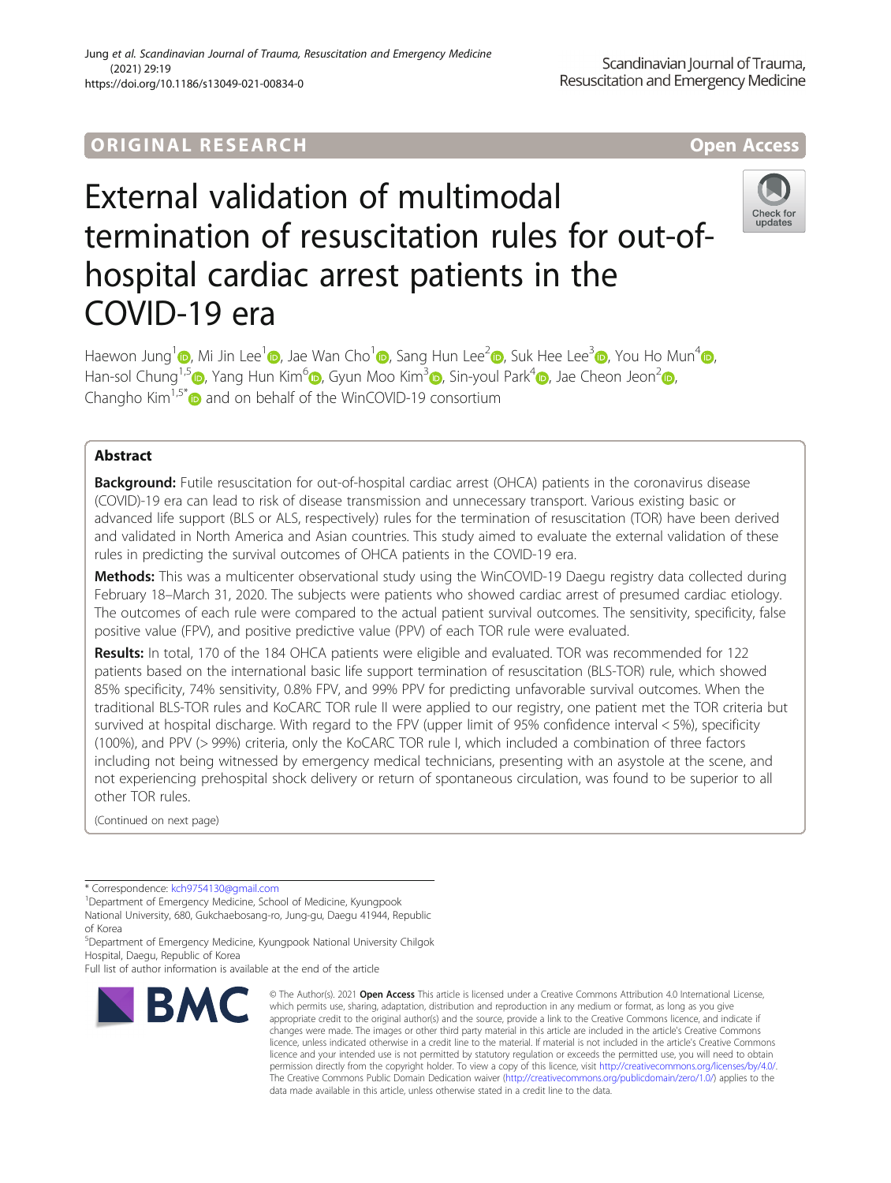ORIGINAL RESEARCH

Open Access

# External validation of multimodal termination of resuscitation rules for out-of-hospital cardiac arrest patients in the COVID-19 era

Haewon Jung[1], Mi Jin Lee[1], Jae Wan Cho[1], Sang Hun Lee[2], Suk Hee Lee[3], You Ho Mun[4], Han-sol Chung[1,5], Yang Hun Kim[6], Gyun Moo Kim[3], Sin-youl Park[4], Jae Cheon Jeon[2], Changho Kim[1,5*] and on behalf of the WinCOVID-19 consortium

## Abstract

**Background:** Futile resuscitation for out-of-hospital cardiac arrest (OHCA) patients in the coronavirus disease (COVID)-19 era can lead to risk of disease transmission and unnecessary transport. Various existing basic or advanced life support (BLS or ALS, respectively) rules for the termination of resuscitation (TOR) have been derived and validated in North America and Asian countries. This study aimed to evaluate the external validation of these rules in predicting the survival outcomes of OHCA patients in the COVID-19 era.

**Methods:** This was a multicenter observational study using the WinCOVID-19 Daegu registry data collected during February 18–March 31, 2020. The subjects were patients who showed cardiac arrest of presumed cardiac etiology. The outcomes of each rule were compared to the actual patient survival outcomes. The sensitivity, specificity, false positive value (FPV), and positive predictive value (PPV) of each TOR rule were evaluated.

**Results:** In total, 170 of the 184 OHCA patients were eligible and evaluated. TOR was recommended for 122 patients based on the international basic life support termination of resuscitation (BLS-TOR) rule, which showed 85% specificity, 74% sensitivity, 0.8% FPV, and 99% PPV for predicting unfavorable survival outcomes. When the traditional BLS-TOR rules and KoCARC TOR rule II were applied to our registry, one patient met the TOR criteria but survived at hospital discharge. With regard to the FPV (upper limit of 95% confidence interval < 5%), specificity (100%), and PPV (> 99%) criteria, only the KoCARC TOR rule I, which included a combination of three factors including not being witnessed by emergency medical technicians, presenting with an asystole at the scene, and not experiencing prehospital shock delivery or return of spontaneous circulation, was found to be superior to all other TOR rules.

(Continued on next page)

* Correspondence: kch9754130@gmail.com

[1]Department of Emergency Medicine, School of Medicine, Kyungpook National University, 680, Gukchaebosang-ro, Jung-gu, Daegu 41944, Republic of Korea

[5]Department of Emergency Medicine, Kyungpook National University Chilgok Hospital, Daegu, Republic of Korea

Full list of author information is available at the end of the article

© The Author(s). 2021 **Open Access** This article is licensed under a Creative Commons Attribution 4.0 International License, which permits use, sharing, adaptation, distribution and reproduction in any medium or format, as long as you give appropriate credit to the original author(s) and the source, provide a link to the Creative Commons licence, and indicate if changes were made. The images or other third party material in this article are included in the article's Creative Commons licence, unless indicated otherwise in a credit line to the material. If material is not included in the article's Creative Commons licence and your intended use is not permitted by statutory regulation or exceeds the permitted use, you will need to obtain permission directly from the copyright holder. To view a copy of this licence, visit http://creativecommons.org/licenses/by/4.0/. The Creative Commons Public Domain Dedication waiver (http://creativecommons.org/publicdomain/zero/1.0/) applies to the data made available in this article, unless otherwise stated in a credit line to the data.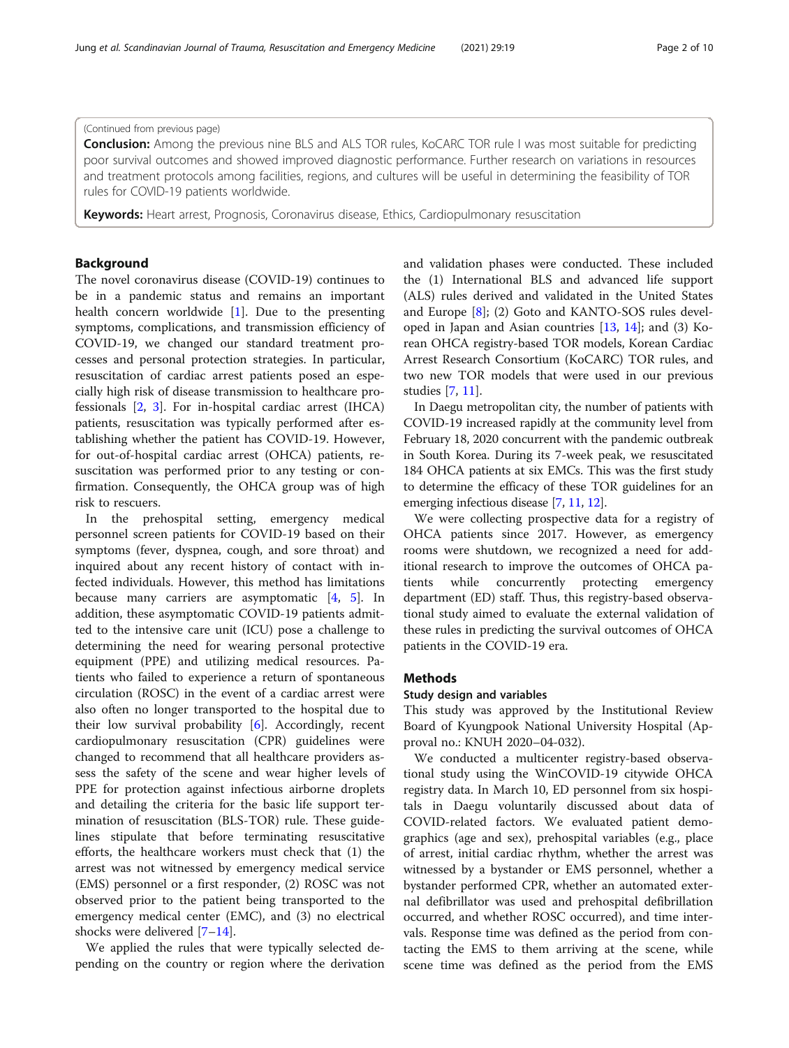(Continued from previous page)

**Conclusion:** Among the previous nine BLS and ALS TOR rules, KoCARC TOR rule I was most suitable for predicting poor survival outcomes and showed improved diagnostic performance. Further research on variations in resources and treatment protocols among facilities, regions, and cultures will be useful in determining the feasibility of TOR rules for COVID-19 patients worldwide.

**Keywords:** Heart arrest, Prognosis, Coronavirus disease, Ethics, Cardiopulmonary resuscitation

## Background

The novel coronavirus disease (COVID-19) continues to be in a pandemic status and remains an important health concern worldwide [1]. Due to the presenting symptoms, complications, and transmission efficiency of COVID-19, we changed our standard treatment processes and personal protection strategies. In particular, resuscitation of cardiac arrest patients posed an especially high risk of disease transmission to healthcare professionals [2, 3]. For in-hospital cardiac arrest (IHCA) patients, resuscitation was typically performed after establishing whether the patient has COVID-19. However, for out-of-hospital cardiac arrest (OHCA) patients, resuscitation was performed prior to any testing or confirmation. Consequently, the OHCA group was of high risk to rescuers.

In the prehospital setting, emergency medical personnel screen patients for COVID-19 based on their symptoms (fever, dyspnea, cough, and sore throat) and inquired about any recent history of contact with infected individuals. However, this method has limitations because many carriers are asymptomatic [4, 5]. In addition, these asymptomatic COVID-19 patients admitted to the intensive care unit (ICU) pose a challenge to determining the need for wearing personal protective equipment (PPE) and utilizing medical resources. Patients who failed to experience a return of spontaneous circulation (ROSC) in the event of a cardiac arrest were also often no longer transported to the hospital due to their low survival probability [6]. Accordingly, recent cardiopulmonary resuscitation (CPR) guidelines were changed to recommend that all healthcare providers assess the safety of the scene and wear higher levels of PPE for protection against infectious airborne droplets and detailing the criteria for the basic life support termination of resuscitation (BLS-TOR) rule. These guidelines stipulate that before terminating resuscitative efforts, the healthcare workers must check that (1) the arrest was not witnessed by emergency medical service (EMS) personnel or a first responder, (2) ROSC was not observed prior to the patient being transported to the emergency medical center (EMC), and (3) no electrical shocks were delivered [7–14].

We applied the rules that were typically selected depending on the country or region where the derivation and validation phases were conducted. These included the (1) International BLS and advanced life support (ALS) rules derived and validated in the United States and Europe [8]; (2) Goto and KANTO-SOS rules developed in Japan and Asian countries [13, 14]; and (3) Korean OHCA registry-based TOR models, Korean Cardiac Arrest Research Consortium (KoCARC) TOR rules, and two new TOR models that were used in our previous studies [7, 11].

In Daegu metropolitan city, the number of patients with COVID-19 increased rapidly at the community level from February 18, 2020 concurrent with the pandemic outbreak in South Korea. During its 7-week peak, we resuscitated 184 OHCA patients at six EMCs. This was the first study to determine the efficacy of these TOR guidelines for an emerging infectious disease [7, 11, 12].

We were collecting prospective data for a registry of OHCA patients since 2017. However, as emergency rooms were shutdown, we recognized a need for additional research to improve the outcomes of OHCA patients while concurrently protecting emergency department (ED) staff. Thus, this registry-based observational study aimed to evaluate the external validation of these rules in predicting the survival outcomes of OHCA patients in the COVID-19 era.

## Methods

### Study design and variables

This study was approved by the Institutional Review Board of Kyungpook National University Hospital (Approval no.: KNUH 2020–04-032).

We conducted a multicenter registry-based observational study using the WinCOVID-19 citywide OHCA registry data. In March 10, ED personnel from six hospitals in Daegu voluntarily discussed about data of COVID-related factors. We evaluated patient demographics (age and sex), prehospital variables (e.g., place of arrest, initial cardiac rhythm, whether the arrest was witnessed by a bystander or EMS personnel, whether a bystander performed CPR, whether an automated external defibrillator was used and prehospital defibrillation occurred, and whether ROSC occurred), and time intervals. Response time was defined as the period from contacting the EMS to them arriving at the scene, while scene time was defined as the period from the EMS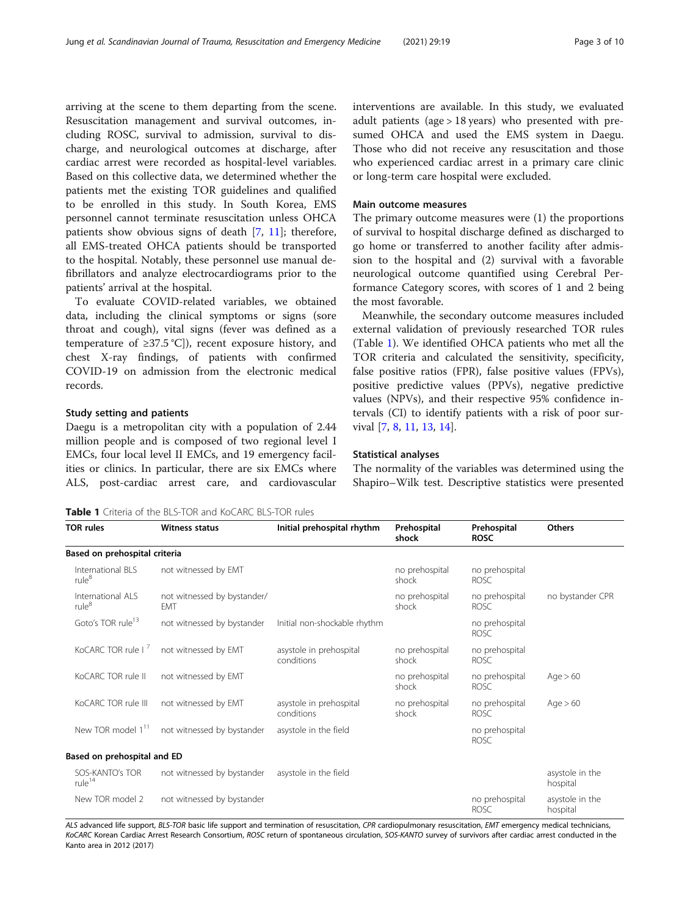arriving at the scene to them departing from the scene. Resuscitation management and survival outcomes, including ROSC, survival to admission, survival to discharge, and neurological outcomes at discharge, after cardiac arrest were recorded as hospital-level variables. Based on this collective data, we determined whether the patients met the existing TOR guidelines and qualified to be enrolled in this study. In South Korea, EMS personnel cannot terminate resuscitation unless OHCA patients show obvious signs of death [7, 11]; therefore, all EMS-treated OHCA patients should be transported to the hospital. Notably, these personnel use manual defibrillators and analyze electrocardiograms prior to the patients' arrival at the hospital.

To evaluate COVID-related variables, we obtained data, including the clinical symptoms or signs (sore throat and cough), vital signs (fever was defined as a temperature of ≥37.5 °C]), recent exposure history, and chest X-ray findings, of patients with confirmed COVID-19 on admission from the electronic medical records.

### Study setting and patients

Daegu is a metropolitan city with a population of 2.44 million people and is composed of two regional level I EMCs, four local level II EMCs, and 19 emergency facilities or clinics. In particular, there are six EMCs where ALS, post-cardiac arrest care, and cardiovascular interventions are available. In this study, we evaluated adult patients (age > 18 years) who presented with presumed OHCA and used the EMS system in Daegu. Those who did not receive any resuscitation and those who experienced cardiac arrest in a primary care clinic or long-term care hospital were excluded.

### Main outcome measures

The primary outcome measures were (1) the proportions of survival to hospital discharge defined as discharged to go home or transferred to another facility after admission to the hospital and (2) survival with a favorable neurological outcome quantified using Cerebral Performance Category scores, with scores of 1 and 2 being the most favorable.

Meanwhile, the secondary outcome measures included external validation of previously researched TOR rules (Table 1). We identified OHCA patients who met all the TOR criteria and calculated the sensitivity, specificity, false positive ratios (FPR), false positive values (FPVs), positive predictive values (PPVs), negative predictive values (NPVs), and their respective 95% confidence intervals (CI) to identify patients with a risk of poor survival [7, 8, 11, 13, 14].

### Statistical analyses

The normality of the variables was determined using the Shapiro–Wilk test. Descriptive statistics were presented

**Table 1** Criteria of the BLS-TOR and KoCARC BLS-TOR rules

| TOR rules | Witness status | Initial prehospital rhythm | Prehospital shock | Prehospital ROSC | Others |
|---|---|---|---|---|---|
| **Based on prehospital criteria** | | | | | |
| International BLS rule[8] | not witnessed by EMT | | no prehospital shock | no prehospital ROSC | |
| International ALS rule[8] | not witnessed by bystander/ EMT | | no prehospital shock | no prehospital ROSC | no bystander CPR |
| Goto's TOR rule[13] | not witnessed by bystander | Initial non-shockable rhythm | | no prehospital ROSC | |
| KoCARC TOR rule I [7] | not witnessed by EMT | asystole in prehospital conditions | no prehospital shock | no prehospital ROSC | |
| KoCARC TOR rule II | not witnessed by EMT | | no prehospital shock | no prehospital ROSC | Age > 60 |
| KoCARC TOR rule III | not witnessed by EMT | asystole in prehospital conditions | no prehospital shock | no prehospital ROSC | Age > 60 |
| New TOR model 1[11] | not witnessed by bystander | asystole in the field | | no prehospital ROSC | |
| **Based on prehospital and ED** | | | | | |
| SOS-KANTO's TOR rule[14] | not witnessed by bystander | asystole in the field | | | asystole in the hospital |
| New TOR model 2 | not witnessed by bystander | | | no prehospital ROSC | asystole in the hospital |

*ALS* advanced life support, *BLS-TOR* basic life support and termination of resuscitation, *CPR* cardiopulmonary resuscitation, *EMT* emergency medical technicians, *KoCARC* Korean Cardiac Arrest Research Consortium, *ROSC* return of spontaneous circulation, *SOS-KANTO* survey of survivors after cardiac arrest conducted in the Kanto area in 2012 (2017)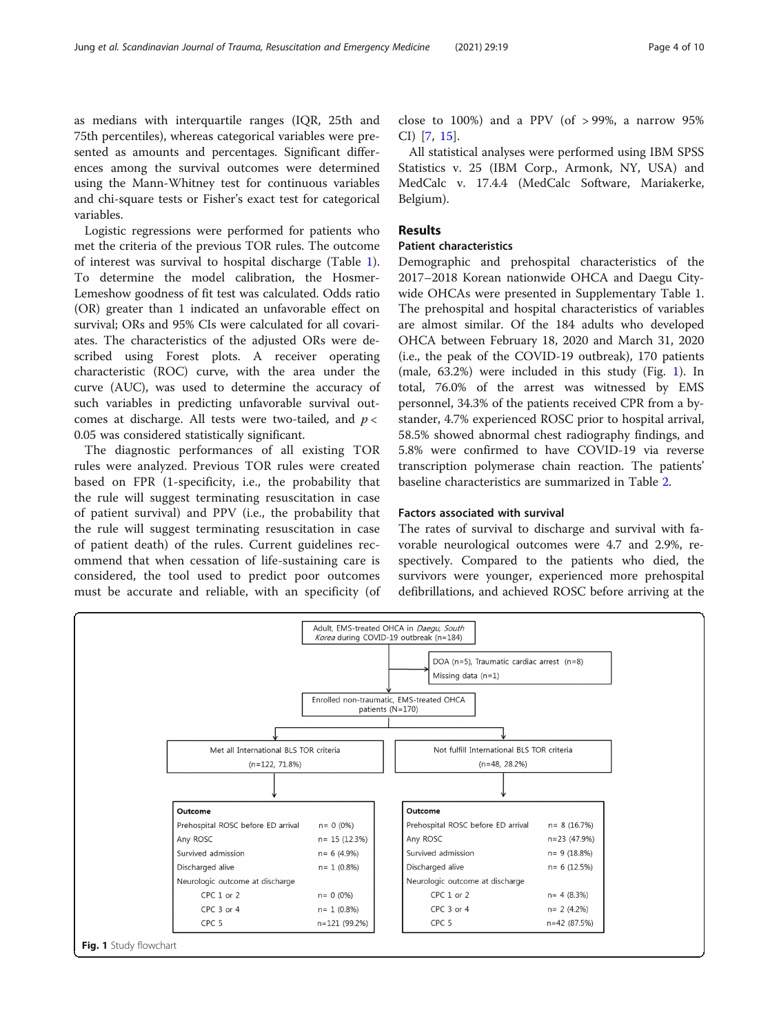as medians with interquartile ranges (IQR, 25th and 75th percentiles), whereas categorical variables were presented as amounts and percentages. Significant differences among the survival outcomes were determined using the Mann-Whitney test for continuous variables and chi-square tests or Fisher's exact test for categorical variables.

Logistic regressions were performed for patients who met the criteria of the previous TOR rules. The outcome of interest was survival to hospital discharge (Table 1). To determine the model calibration, the Hosmer-Lemeshow goodness of fit test was calculated. Odds ratio (OR) greater than 1 indicated an unfavorable effect on survival; ORs and 95% CIs were calculated for all covariates. The characteristics of the adjusted ORs were described using Forest plots. A receiver operating characteristic (ROC) curve, with the area under the curve (AUC), was used to determine the accuracy of such variables in predicting unfavorable survival outcomes at discharge. All tests were two-tailed, and $p < 0.05$ was considered statistically significant.

The diagnostic performances of all existing TOR rules were analyzed. Previous TOR rules were created based on FPR (1-specificity, i.e., the probability that the rule will suggest terminating resuscitation in case of patient survival) and PPV (i.e., the probability that the rule will suggest terminating resuscitation in case of patient death) of the rules. Current guidelines recommend that when cessation of life-sustaining care is considered, the tool used to predict poor outcomes must be accurate and reliable, with an specificity (of close to 100%) and a PPV (of > 99%, a narrow 95% CI) [7, 15].

All statistical analyses were performed using IBM SPSS Statistics v. 25 (IBM Corp., Armonk, NY, USA) and MedCalc v. 17.4.4 (MedCalc Software, Mariakerke, Belgium).

## Results

### Patient characteristics

Demographic and prehospital characteristics of the 2017–2018 Korean nationwide OHCA and Daegu City-wide OHCAs were presented in Supplementary Table 1. The prehospital and hospital characteristics of variables are almost similar. Of the 184 adults who developed OHCA between February 18, 2020 and March 31, 2020 (i.e., the peak of the COVID-19 outbreak), 170 patients (male, 63.2%) were included in this study (Fig. 1). In total, 76.0% of the arrest was witnessed by EMS personnel, 34.3% of the patients received CPR from a bystander, 4.7% experienced ROSC prior to hospital arrival, 58.5% showed abnormal chest radiography findings, and 5.8% were confirmed to have COVID-19 via reverse transcription polymerase chain reaction. The patients' baseline characteristics are summarized in Table 2.

### Factors associated with survival

The rates of survival to discharge and survival with favorable neurological outcomes were 4.7 and 2.9%, respectively. Compared to the patients who died, the survivors were younger, experienced more prehospital defibrillations, and achieved ROSC before arriving at the

Adult, EMS-treated OHCA in *Daegu, South Korea* during COVID-19 outbreak (n=184)

→ DOA (n=5), Traumatic cardiac arrest (n=8), Missing data (n=1)

Enrolled non-traumatic, EMS-treated OHCA patients (N=170)

| Outcome | Met all International BLS TOR criteria (n=122, 71.8%) | Not fulfill International BLS TOR criteria (n=48, 28.2%) |
|---|---|---|
| Prehospital ROSC before ED arrival | n= 0 (0%) | n= 8 (16.7%) |
| Any ROSC | n= 15 (12.3%) | n=23 (47.9%) |
| Survived admission | n= 6 (4.9%) | n= 9 (18.8%) |
| Discharged alive | n= 1 (0.8%) | n= 6 (12.5%) |
| Neurologic outcome at discharge | | |
| CPC 1 or 2 | n= 0 (0%) | n= 4 (8.3%) |
| CPC 3 or 4 | n= 1 (0.8%) | n= 2 (4.2%) |
| CPC 5 | n=121 (99.2%) | n=42 (87.5%) |

**Fig. 1** Study flowchart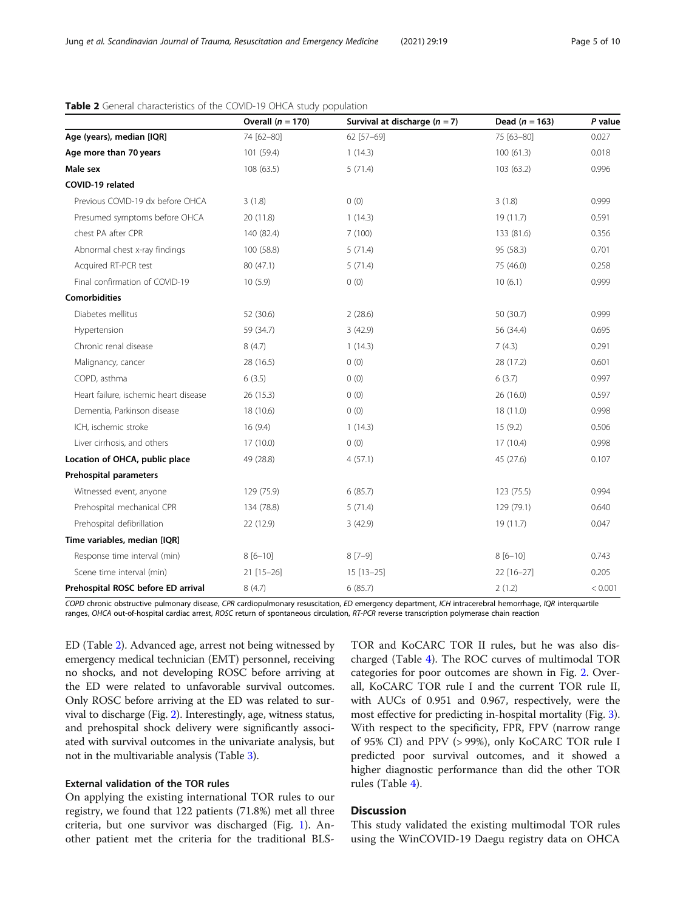**Table 2** General characteristics of the COVID-19 OHCA study population

| | Overall (n = 170) | Survival at discharge (n = 7) | Dead (n = 163) | P value |
|---|---|---|---|---|
| **Age (years), median [IQR]** | 74 [62–80] | 62 [57–69] | 75 [63–80] | 0.027 |
| **Age more than 70 years** | 101 (59.4) | 1 (14.3) | 100 (61.3) | 0.018 |
| **Male sex** | 108 (63.5) | 5 (71.4) | 103 (63.2) | 0.996 |
| **COVID-19 related** | | | | |
| Previous COVID-19 dx before OHCA | 3 (1.8) | 0 (0) | 3 (1.8) | 0.999 |
| Presumed symptoms before OHCA | 20 (11.8) | 1 (14.3) | 19 (11.7) | 0.591 |
| chest PA after CPR | 140 (82.4) | 7 (100) | 133 (81.6) | 0.356 |
| Abnormal chest x-ray findings | 100 (58.8) | 5 (71.4) | 95 (58.3) | 0.701 |
| Acquired RT-PCR test | 80 (47.1) | 5 (71.4) | 75 (46.0) | 0.258 |
| Final confirmation of COVID-19 | 10 (5.9) | 0 (0) | 10 (6.1) | 0.999 |
| **Comorbidities** | | | | |
| Diabetes mellitus | 52 (30.6) | 2 (28.6) | 50 (30.7) | 0.999 |
| Hypertension | 59 (34.7) | 3 (42.9) | 56 (34.4) | 0.695 |
| Chronic renal disease | 8 (4.7) | 1 (14.3) | 7 (4.3) | 0.291 |
| Malignancy, cancer | 28 (16.5) | 0 (0) | 28 (17.2) | 0.601 |
| COPD, asthma | 6 (3.5) | 0 (0) | 6 (3.7) | 0.997 |
| Heart failure, ischemic heart disease | 26 (15.3) | 0 (0) | 26 (16.0) | 0.597 |
| Dementia, Parkinson disease | 18 (10.6) | 0 (0) | 18 (11.0) | 0.998 |
| ICH, ischemic stroke | 16 (9.4) | 1 (14.3) | 15 (9.2) | 0.506 |
| Liver cirrhosis, and others | 17 (10.0) | 0 (0) | 17 (10.4) | 0.998 |
| **Location of OHCA, public place** | 49 (28.8) | 4 (57.1) | 45 (27.6) | 0.107 |
| **Prehospital parameters** | | | | |
| Witnessed event, anyone | 129 (75.9) | 6 (85.7) | 123 (75.5) | 0.994 |
| Prehospital mechanical CPR | 134 (78.8) | 5 (71.4) | 129 (79.1) | 0.640 |
| Prehospital defibrillation | 22 (12.9) | 3 (42.9) | 19 (11.7) | 0.047 |
| **Time variables, median [IQR]** | | | | |
| Response time interval (min) | 8 [6–10] | 8 [7–9] | 8 [6–10] | 0.743 |
| Scene time interval (min) | 21 [15–26] | 15 [13–25] | 22 [16–27] | 0.205 |
| **Prehospital ROSC before ED arrival** | 8 (4.7) | 6 (85.7) | 2 (1.2) | < 0.001 |

*COPD* chronic obstructive pulmonary disease, *CPR* cardiopulmonary resuscitation, *ED* emergency department, *ICH* intracerebral hemorrhage, *IQR* interquartile ranges, *OHCA* out-of-hospital cardiac arrest, *ROSC* return of spontaneous circulation, *RT-PCR* reverse transcription polymerase chain reaction

ED (Table 2). Advanced age, arrest not being witnessed by emergency medical technician (EMT) personnel, receiving no shocks, and not developing ROSC before arriving at the ED were related to unfavorable survival outcomes. Only ROSC before arriving at the ED was related to survival to discharge (Fig. 2). Interestingly, age, witness status, and prehospital shock delivery were significantly associated with survival outcomes in the univariate analysis, but not in the multivariable analysis (Table 3).

### External validation of the TOR rules

On applying the existing international TOR rules to our registry, we found that 122 patients (71.8%) met all three criteria, but one survivor was discharged (Fig. 1). Another patient met the criteria for the traditional BLS-TOR and KoCARC TOR II rules, but he was also discharged (Table 4). The ROC curves of multimodal TOR categories for poor outcomes are shown in Fig. 2. Overall, KoCARC TOR rule I and the current TOR rule II, with AUCs of 0.951 and 0.967, respectively, were the most effective for predicting in-hospital mortality (Fig. 3). With respect to the specificity, FPR, FPV (narrow range of 95% CI) and PPV (> 99%), only KoCARC TOR rule I predicted poor survival outcomes, and it showed a higher diagnostic performance than did the other TOR rules (Table 4).

## Discussion

This study validated the existing multimodal TOR rules using the WinCOVID-19 Daegu registry data on OHCA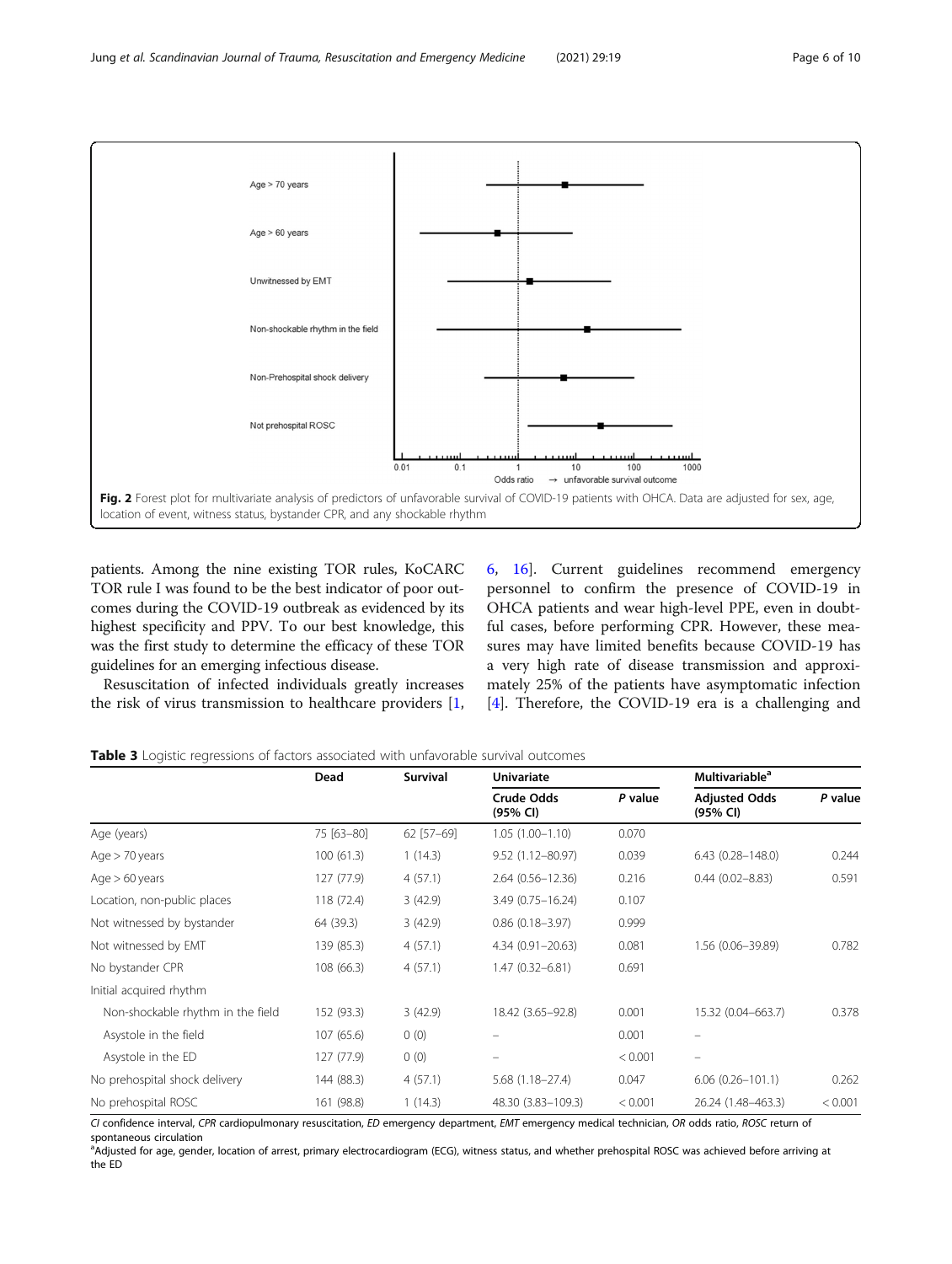Fig. 2 Forest plot for multivariate analysis of predictors of unfavorable survival of COVID-19 patients with OHCA. Data are adjusted for sex, age, location of event, witness status, bystander CPR, and any shockable rhythm

patients. Among the nine existing TOR rules, KoCARC TOR rule I was found to be the best indicator of poor outcomes during the COVID-19 outbreak as evidenced by its highest specificity and PPV. To our best knowledge, this was the first study to determine the efficacy of these TOR guidelines for an emerging infectious disease.

Resuscitation of infected individuals greatly increases the risk of virus transmission to healthcare providers [1, 6, 16]. Current guidelines recommend emergency personnel to confirm the presence of COVID-19 in OHCA patients and wear high-level PPE, even in doubtful cases, before performing CPR. However, these measures may have limited benefits because COVID-19 has a very high rate of disease transmission and approximately 25% of the patients have asymptomatic infection [4]. Therefore, the COVID-19 era is a challenging and

**Table 3** Logistic regressions of factors associated with unfavorable survival outcomes

| | Dead | Survival | Univariate | | Multivariable[a] | |
|---|---|---|---|---|---|---|
| | | | Crude Odds (95% CI) | P value | Adjusted Odds (95% CI) | P value |
| Age (years) | 75 [63–80] | 62 [57–69] | 1.05 (1.00–1.10) | 0.070 | | |
| Age > 70 years | 100 (61.3) | 1 (14.3) | 9.52 (1.12–80.97) | 0.039 | 6.43 (0.28–148.0) | 0.244 |
| Age > 60 years | 127 (77.9) | 4 (57.1) | 2.64 (0.56–12.36) | 0.216 | 0.44 (0.02–8.83) | 0.591 |
| Location, non-public places | 118 (72.4) | 3 (42.9) | 3.49 (0.75–16.24) | 0.107 | | |
| Not witnessed by bystander | 64 (39.3) | 3 (42.9) | 0.86 (0.18–3.97) | 0.999 | | |
| Not witnessed by EMT | 139 (85.3) | 4 (57.1) | 4.34 (0.91–20.63) | 0.081 | 1.56 (0.06–39.89) | 0.782 |
| No bystander CPR | 108 (66.3) | 4 (57.1) | 1.47 (0.32–6.81) | 0.691 | | |
| Initial acquired rhythm | | | | | | |
| Non-shockable rhythm in the field | 152 (93.3) | 3 (42.9) | 18.42 (3.65–92.8) | 0.001 | 15.32 (0.04–663.7) | 0.378 |
| Asystole in the field | 107 (65.6) | 0 (0) | – | 0.001 | – | |
| Asystole in the ED | 127 (77.9) | 0 (0) | – | < 0.001 | – | |
| No prehospital shock delivery | 144 (88.3) | 4 (57.1) | 5.68 (1.18–27.4) | 0.047 | 6.06 (0.26–101.1) | 0.262 |
| No prehospital ROSC | 161 (98.8) | 1 (14.3) | 48.30 (3.83–109.3) | < 0.001 | 26.24 (1.48–463.3) | < 0.001 |

*CI* confidence interval, *CPR* cardiopulmonary resuscitation, *ED* emergency department, *EMT* emergency medical technician, *OR* odds ratio, *ROSC* return of spontaneous circulation

[a]Adjusted for age, gender, location of arrest, primary electrocardiogram (ECG), witness status, and whether prehospital ROSC was achieved before arriving at the ED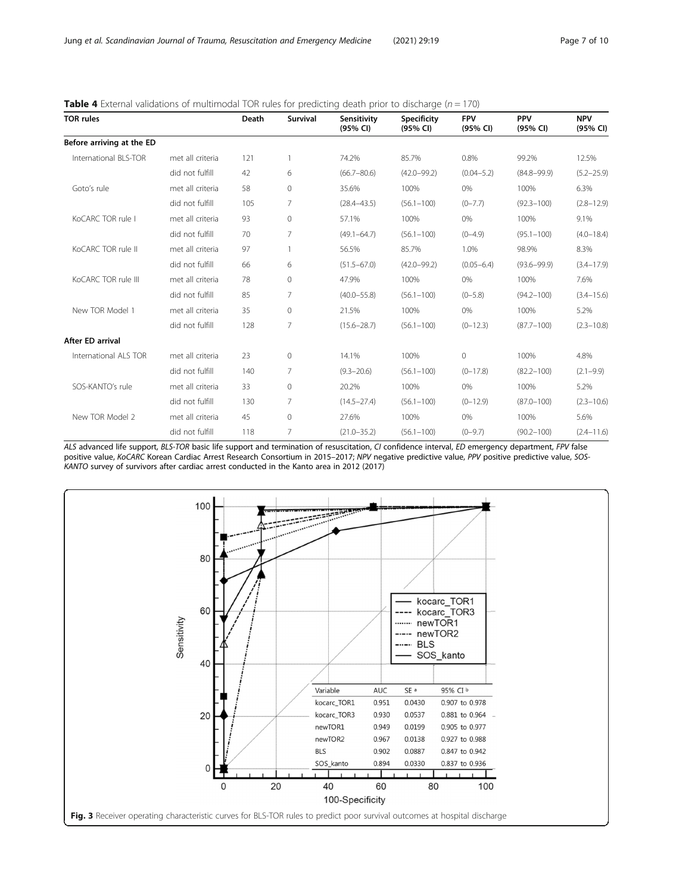**Table 4** External validations of multimodal TOR rules for predicting death prior to discharge ($n = 170$)

| TOR rules | | Death | Survival | Sensitivity (95% CI) | Specificity (95% CI) | FPV (95% CI) | PPV (95% CI) | NPV (95% CI) |
|---|---|---|---|---|---|---|---|---|
| **Before arriving at the ED** | | | | | | | | |
| International BLS-TOR | met all criteria | 121 | 1 | 74.2% | 85.7% | 0.8% | 99.2% | 12.5% |
| | did not fulfill | 42 | 6 | (66.7–80.6) | (42.0–99.2) | (0.04–5.2) | (84.8–99.9) | (5.2–25.9) |
| Goto's rule | met all criteria | 58 | 0 | 35.6% | 100% | 0% | 100% | 6.3% |
| | did not fulfill | 105 | 7 | (28.4–43.5) | (56.1–100) | (0–7.7) | (92.3–100) | (2.8–12.9) |
| KoCARC TOR rule I | met all criteria | 93 | 0 | 57.1% | 100% | 0% | 100% | 9.1% |
| | did not fulfill | 70 | 7 | (49.1–64.7) | (56.1–100) | (0–4.9) | (95.1–100) | (4.0–18.4) |
| KoCARC TOR rule II | met all criteria | 97 | 1 | 56.5% | 85.7% | 1.0% | 98.9% | 8.3% |
| | did not fulfill | 66 | 6 | (51.5–67.0) | (42.0–99.2) | (0.05–6.4) | (93.6–99.9) | (3.4–17.9) |
| KoCARC TOR rule III | met all criteria | 78 | 0 | 47.9% | 100% | 0% | 100% | 7.6% |
| | did not fulfill | 85 | 7 | (40.0–55.8) | (56.1–100) | (0–5.8) | (94.2–100) | (3.4–15.6) |
| New TOR Model 1 | met all criteria | 35 | 0 | 21.5% | 100% | 0% | 100% | 5.2% |
| | did not fulfill | 128 | 7 | (15.6–28.7) | (56.1–100) | (0–12.3) | (87.7–100) | (2.3–10.8) |
| **After ED arrival** | | | | | | | | |
| International ALS TOR | met all criteria | 23 | 0 | 14.1% | 100% | 0 | 100% | 4.8% |
| | did not fulfill | 140 | 7 | (9.3–20.6) | (56.1–100) | (0–17.8) | (82.2–100) | (2.1–9.9) |
| SOS-KANTO's rule | met all criteria | 33 | 0 | 20.2% | 100% | 0% | 100% | 5.2% |
| | did not fulfill | 130 | 7 | (14.5–27.4) | (56.1–100) | (0–12.9) | (87.0–100) | (2.3–10.6) |
| New TOR Model 2 | met all criteria | 45 | 0 | 27.6% | 100% | 0% | 100% | 5.6% |
| | did not fulfill | 118 | 7 | (21.0–35.2) | (56.1–100) | (0–9.7) | (90.2–100) | (2.4–11.6) |

*ALS* advanced life support, *BLS-TOR* basic life support and termination of resuscitation, *CI* confidence interval, *ED* emergency department, *FPV* false positive value, *KoCARC* Korean Cardiac Arrest Research Consortium in 2015–2017; *NPV* negative predictive value, *PPV* positive predictive value, *SOS-KANTO* survey of survivors after cardiac arrest conducted in the Kanto area in 2012 (2017)

| Variable | AUC | SE [a] | 95% CI [b] |
|---|---|---|---|
| kocarc_TOR1 | 0.951 | 0.0430 | 0.907 to 0.978 |
| kocarc_TOR3 | 0.930 | 0.0537 | 0.881 to 0.964 |
| newTOR1 | 0.949 | 0.0199 | 0.905 to 0.977 |
| newTOR2 | 0.967 | 0.0138 | 0.927 to 0.988 |
| BLS | 0.902 | 0.0887 | 0.847 to 0.942 |
| SOS_kanto | 0.894 | 0.0330 | 0.837 to 0.936 |

**Fig. 3** Receiver operating characteristic curves for BLS-TOR rules to predict poor survival outcomes at hospital discharge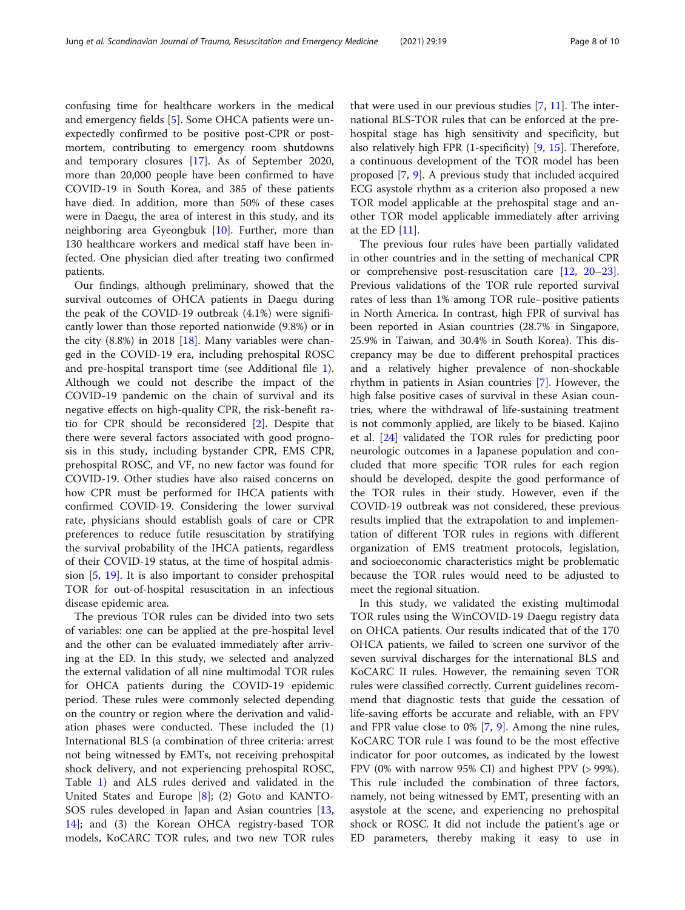confusing time for healthcare workers in the medical and emergency fields [5]. Some OHCA patients were unexpectedly confirmed to be positive post-CPR or post-mortem, contributing to emergency room shutdowns and temporary closures [17]. As of September 2020, more than 20,000 people have been confirmed to have COVID-19 in South Korea, and 385 of these patients have died. In addition, more than 50% of these cases were in Daegu, the area of interest in this study, and its neighboring area Gyeongbuk [10]. Further, more than 130 healthcare workers and medical staff have been infected. One physician died after treating two confirmed patients.

Our findings, although preliminary, showed that the survival outcomes of OHCA patients in Daegu during the peak of the COVID-19 outbreak (4.1%) were significantly lower than those reported nationwide (9.8%) or in the city (8.8%) in 2018 [18]. Many variables were changed in the COVID-19 era, including prehospital ROSC and pre-hospital transport time (see Additional file 1). Although we could not describe the impact of the COVID-19 pandemic on the chain of survival and its negative effects on high-quality CPR, the risk-benefit ratio for CPR should be reconsidered [2]. Despite that there were several factors associated with good prognosis in this study, including bystander CPR, EMS CPR, prehospital ROSC, and VF, no new factor was found for COVID-19. Other studies have also raised concerns on how CPR must be performed for IHCA patients with confirmed COVID-19. Considering the lower survival rate, physicians should establish goals of care or CPR preferences to reduce futile resuscitation by stratifying the survival probability of the IHCA patients, regardless of their COVID-19 status, at the time of hospital admission [5, 19]. It is also important to consider prehospital TOR for out-of-hospital resuscitation in an infectious disease epidemic area.

The previous TOR rules can be divided into two sets of variables: one can be applied at the pre-hospital level and the other can be evaluated immediately after arriving at the ED. In this study, we selected and analyzed the external validation of all nine multimodal TOR rules for OHCA patients during the COVID-19 epidemic period. These rules were commonly selected depending on the country or region where the derivation and validation phases were conducted. These included the (1) International BLS (a combination of three criteria: arrest not being witnessed by EMTs, not receiving prehospital shock delivery, and not experiencing prehospital ROSC, Table 1) and ALS rules derived and validated in the United States and Europe [8]; (2) Goto and KANTO-SOS rules developed in Japan and Asian countries [13, 14]; and (3) the Korean OHCA registry-based TOR models, KoCARC TOR rules, and two new TOR rules that were used in our previous studies [7, 11]. The international BLS-TOR rules that can be enforced at the pre-hospital stage has high sensitivity and specificity, but also relatively high FPR (1-specificity) [9, 15]. Therefore, a continuous development of the TOR model has been proposed [7, 9]. A previous study that included acquired ECG asystole rhythm as a criterion also proposed a new TOR model applicable at the prehospital stage and another TOR model applicable immediately after arriving at the ED [11].

The previous four rules have been partially validated in other countries and in the setting of mechanical CPR or comprehensive post-resuscitation care [12, 20–23]. Previous validations of the TOR rule reported survival rates of less than 1% among TOR rule–positive patients in North America. In contrast, high FPR of survival has been reported in Asian countries (28.7% in Singapore, 25.9% in Taiwan, and 30.4% in South Korea). This discrepancy may be due to different prehospital practices and a relatively higher prevalence of non-shockable rhythm in patients in Asian countries [7]. However, the high false positive cases of survival in these Asian countries, where the withdrawal of life-sustaining treatment is not commonly applied, are likely to be biased. Kajino et al. [24] validated the TOR rules for predicting poor neurologic outcomes in a Japanese population and concluded that more specific TOR rules for each region should be developed, despite the good performance of the TOR rules in their study. However, even if the COVID-19 outbreak was not considered, these previous results implied that the extrapolation to and implementation of different TOR rules in regions with different organization of EMS treatment protocols, legislation, and socioeconomic characteristics might be problematic because the TOR rules would need to be adjusted to meet the regional situation.

In this study, we validated the existing multimodal TOR rules using the WinCOVID-19 Daegu registry data on OHCA patients. Our results indicated that of the 170 OHCA patients, we failed to screen one survivor of the seven survival discharges for the international BLS and KoCARC II rules. However, the remaining seven TOR rules were classified correctly. Current guidelines recommend that diagnostic tests that guide the cessation of life-saving efforts be accurate and reliable, with an FPV and FPR value close to 0% [7, 9]. Among the nine rules, KoCARC TOR rule I was found to be the most effective indicator for poor outcomes, as indicated by the lowest FPV (0% with narrow 95% CI) and highest PPV (> 99%). This rule included the combination of three factors, namely, not being witnessed by EMT, presenting with an asystole at the scene, and experiencing no prehospital shock or ROSC. It did not include the patient's age or ED parameters, thereby making it easy to use in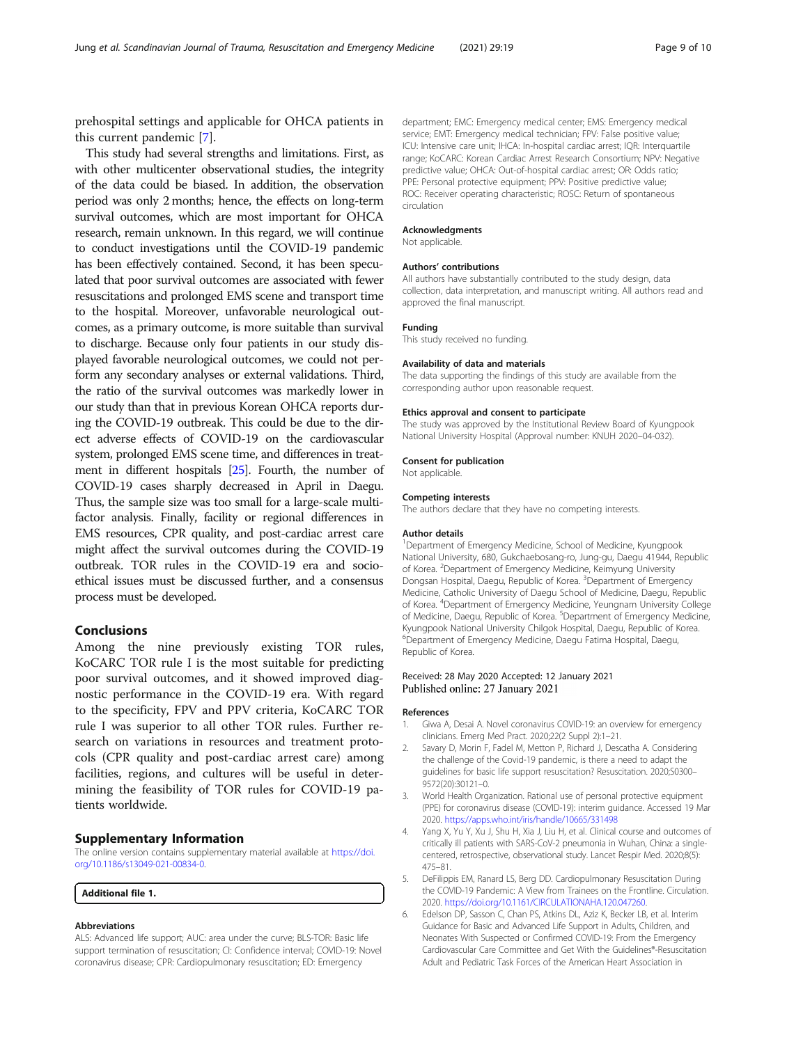prehospital settings and applicable for OHCA patients in this current pandemic [7].

This study had several strengths and limitations. First, as with other multicenter observational studies, the integrity of the data could be biased. In addition, the observation period was only 2 months; hence, the effects on long-term survival outcomes, which are most important for OHCA research, remain unknown. In this regard, we will continue to conduct investigations until the COVID-19 pandemic has been effectively contained. Second, it has been speculated that poor survival outcomes are associated with fewer resuscitations and prolonged EMS scene and transport time to the hospital. Moreover, unfavorable neurological outcomes, as a primary outcome, is more suitable than survival to discharge. Because only four patients in our study displayed favorable neurological outcomes, we could not perform any secondary analyses or external validations. Third, the ratio of the survival outcomes was markedly lower in our study than that in previous Korean OHCA reports during the COVID-19 outbreak. This could be due to the direct adverse effects of COVID-19 on the cardiovascular system, prolonged EMS scene time, and differences in treatment in different hospitals [25]. Fourth, the number of COVID-19 cases sharply decreased in April in Daegu. Thus, the sample size was too small for a large-scale multifactor analysis. Finally, facility or regional differences in EMS resources, CPR quality, and post-cardiac arrest care might affect the survival outcomes during the COVID-19 outbreak. TOR rules in the COVID-19 era and socio-ethical issues must be discussed further, and a consensus process must be developed.

## Conclusions

Among the nine previously existing TOR rules, KoCARC TOR rule I is the most suitable for predicting poor survival outcomes, and it showed improved diagnostic performance in the COVID-19 era. With regard to the specificity, FPV and PPV criteria, KoCARC TOR rule I was superior to all other TOR rules. Further research on variations in resources and treatment protocols (CPR quality and post-cardiac arrest care) among facilities, regions, and cultures will be useful in determining the feasibility of TOR rules for COVID-19 patients worldwide.

## Supplementary Information

The online version contains supplementary material available at https://doi.org/10.1186/s13049-021-00834-0.

**Additional file 1.**

### Abbreviations

ALS: Advanced life support; AUC: area under the curve; BLS-TOR: Basic life support termination of resuscitation; CI: Confidence interval; COVID-19: Novel coronavirus disease; CPR: Cardiopulmonary resuscitation; ED: Emergency department; EMC: Emergency medical center; EMS: Emergency medical service; EMT: Emergency medical technician; FPV: False positive value; ICU: Intensive care unit; IHCA: In-hospital cardiac arrest; IQR: Interquartile range; KoCARC: Korean Cardiac Arrest Research Consortium; NPV: Negative predictive value; OHCA: Out-of-hospital cardiac arrest; OR: Odds ratio; PPE: Personal protective equipment; PPV: Positive predictive value; ROC: Receiver operating characteristic; ROSC: Return of spontaneous circulation

### Acknowledgments

Not applicable.

### Authors' contributions

All authors have substantially contributed to the study design, data collection, data interpretation, and manuscript writing. All authors read and approved the final manuscript.

### Funding

This study received no funding.

### Availability of data and materials

The data supporting the findings of this study are available from the corresponding author upon reasonable request.

### Ethics approval and consent to participate

The study was approved by the Institutional Review Board of Kyungpook National University Hospital (Approval number: KNUH 2020–04-032).

### Consent for publication

Not applicable.

### Competing interests

The authors declare that they have no competing interests.

### Author details

[1]Department of Emergency Medicine, School of Medicine, Kyungpook National University, 680, Gukchaebosang-ro, Jung-gu, Daegu 41944, Republic of Korea. [2]Department of Emergency Medicine, Keimyung University Dongsan Hospital, Daegu, Republic of Korea. [3]Department of Emergency Medicine, Catholic University of Daegu School of Medicine, Daegu, Republic of Korea. [4]Department of Emergency Medicine, Yeungnam University College of Medicine, Daegu, Republic of Korea. [5]Department of Emergency Medicine, Kyungpook National University Chilgok Hospital, Daegu, Republic of Korea. [6]Department of Emergency Medicine, Daegu Fatima Hospital, Daegu, Republic of Korea.

Received: 28 May 2020 Accepted: 12 January 2021
Published online: 27 January 2021

### References

1. Giwa A, Desai A. Novel coronavirus COVID-19: an overview for emergency clinicians. Emerg Med Pract. 2020;22(2 Suppl 2):1–21.
2. Savary D, Morin F, Fadel M, Metton P, Richard J, Descatha A. Considering the challenge of the Covid-19 pandemic, is there a need to adapt the guidelines for basic life support resuscitation? Resuscitation. 2020;S0300–9572(20):30121–0.
3. World Health Organization. Rational use of personal protective equipment (PPE) for coronavirus disease (COVID-19): interim guidance. Accessed 19 Mar 2020. https://apps.who.int/iris/handle/10665/331498
4. Yang X, Yu Y, Xu J, Shu H, Xia J, Liu H, et al. Clinical course and outcomes of critically ill patients with SARS-CoV-2 pneumonia in Wuhan, China: a single-centered, retrospective, observational study. Lancet Respir Med. 2020;8(5):475–81.
5. DeFilippis EM, Ranard LS, Berg DD. Cardiopulmonary Resuscitation During the COVID-19 Pandemic: A View from Trainees on the Frontline. Circulation. 2020. https://doi.org/10.1161/CIRCULATIONAHA.120.047260.
6. Edelson DP, Sasson C, Chan PS, Atkins DL, Aziz K, Becker LB, et al. Interim Guidance for Basic and Advanced Life Support in Adults, Children, and Neonates With Suspected or Confirmed COVID-19: From the Emergency Cardiovascular Care Committee and Get With the Guidelines®-Resuscitation Adult and Pediatric Task Forces of the American Heart Association in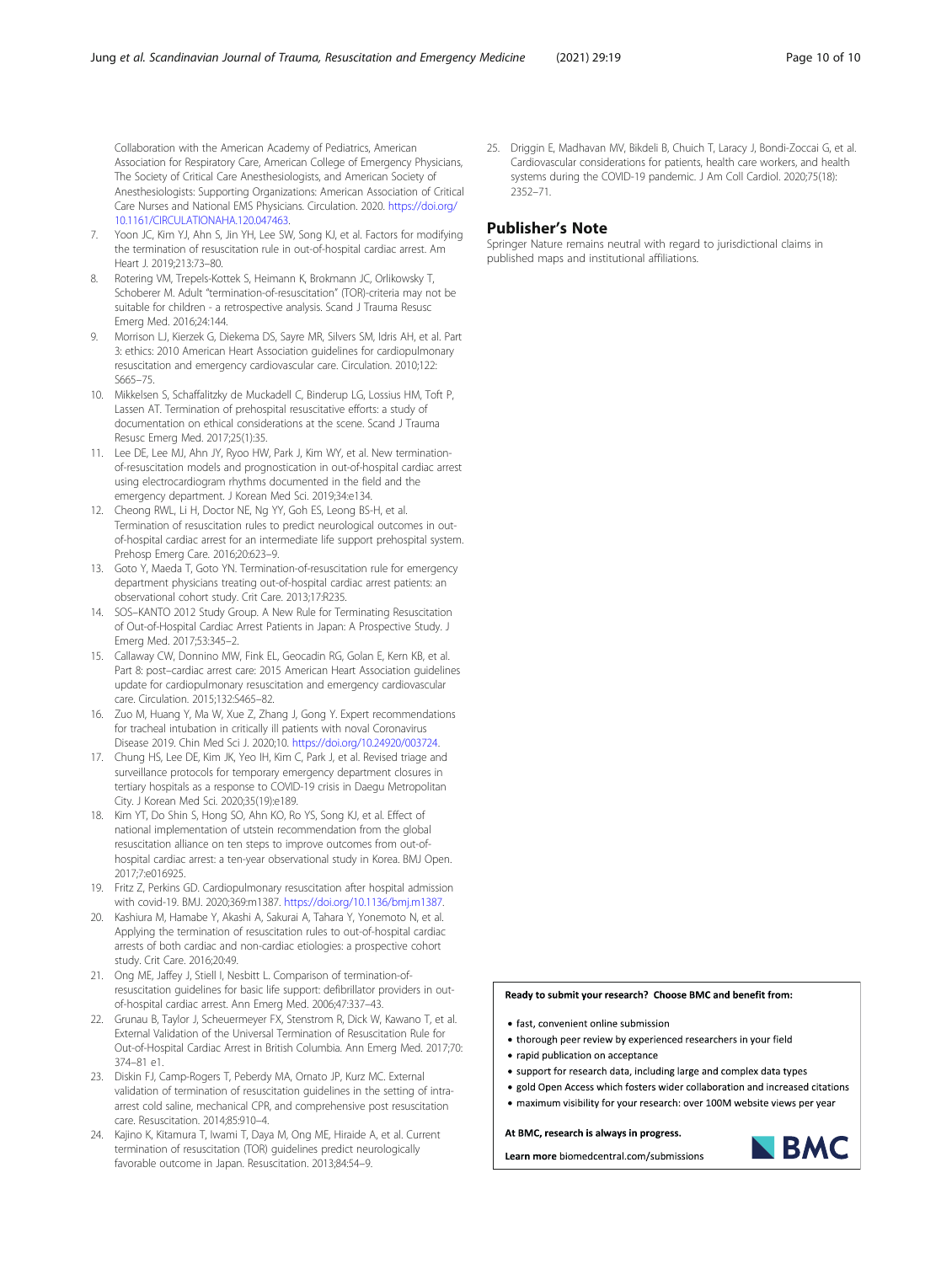Collaboration with the American Academy of Pediatrics, American Association for Respiratory Care, American College of Emergency Physicians, The Society of Critical Care Anesthesiologists, and American Society of Anesthesiologists: Supporting Organizations: American Association of Critical Care Nurses and National EMS Physicians. Circulation. 2020. https://doi.org/10.1161/CIRCULATIONAHA.120.047463.

7. Yoon JC, Kim YJ, Ahn S, Jin YH, Lee SW, Song KJ, et al. Factors for modifying the termination of resuscitation rule in out-of-hospital cardiac arrest. Am Heart J. 2019;213:73–80.
8. Rotering VM, Trepels-Kottek S, Heimann K, Brokmann JC, Orlikowsky T, Schoberer M. Adult "termination-of-resuscitation" (TOR)-criteria may not be suitable for children - a retrospective analysis. Scand J Trauma Resusc Emerg Med. 2016;24:144.
9. Morrison LJ, Kierzek G, Diekema DS, Sayre MR, Silvers SM, Idris AH, et al. Part 3: ethics: 2010 American Heart Association guidelines for cardiopulmonary resuscitation and emergency cardiovascular care. Circulation. 2010;122:S665–75.
10. Mikkelsen S, Schaffalitzky de Muckadell C, Binderup LG, Lossius HM, Toft P, Lassen AT. Termination of prehospital resuscitative efforts: a study of documentation on ethical considerations at the scene. Scand J Trauma Resusc Emerg Med. 2017;25(1):35.
11. Lee DE, Lee MJ, Ahn JY, Ryoo HW, Park J, Kim WY, et al. New termination-of-resuscitation models and prognostication in out-of-hospital cardiac arrest using electrocardiogram rhythms documented in the field and the emergency department. J Korean Med Sci. 2019;34:e134.
12. Cheong RWL, Li H, Doctor NE, Ng YY, Goh ES, Leong BS-H, et al. Termination of resuscitation rules to predict neurological outcomes in out-of-hospital cardiac arrest for an intermediate life support prehospital system. Prehosp Emerg Care. 2016;20:623–9.
13. Goto Y, Maeda T, Goto YN. Termination-of-resuscitation rule for emergency department physicians treating out-of-hospital cardiac arrest patients: an observational cohort study. Crit Care. 2013;17:R235.
14. SOS–KANTO 2012 Study Group. A New Rule for Terminating Resuscitation of Out-of-Hospital Cardiac Arrest Patients in Japan: A Prospective Study. J Emerg Med. 2017;53:345–2.
15. Callaway CW, Donnino MW, Fink EL, Geocadin RG, Golan E, Kern KB, et al. Part 8: post–cardiac arrest care: 2015 American Heart Association guidelines update for cardiopulmonary resuscitation and emergency cardiovascular care. Circulation. 2015;132:S465–82.
16. Zuo M, Huang Y, Ma W, Xue Z, Zhang J, Gong Y. Expert recommendations for tracheal intubation in critically ill patients with noval Coronavirus Disease 2019. Chin Med Sci J. 2020;10. https://doi.org/10.24920/003724.
17. Chung HS, Lee DE, Kim JK, Yeo IH, Kim C, Park J, et al. Revised triage and surveillance protocols for temporary emergency department closures in tertiary hospitals as a response to COVID-19 crisis in Daegu Metropolitan City. J Korean Med Sci. 2020;35(19):e189.
18. Kim YT, Do Shin S, Hong SO, Ahn KO, Ro YS, Song KJ, et al. Effect of national implementation of utstein recommendation from the global resuscitation alliance on ten steps to improve outcomes from out-of-hospital cardiac arrest: a ten-year observational study in Korea. BMJ Open. 2017;7:e016925.
19. Fritz Z, Perkins GD. Cardiopulmonary resuscitation after hospital admission with covid-19. BMJ. 2020;369:m1387. https://doi.org/10.1136/bmj.m1387.
20. Kashiura M, Hamabe Y, Akashi A, Sakurai A, Tahara Y, Yonemoto N, et al. Applying the termination of resuscitation rules to out-of-hospital cardiac arrests of both cardiac and non-cardiac etiologies: a prospective cohort study. Crit Care. 2016;20:49.
21. Ong ME, Jaffey J, Stiell I, Nesbitt L. Comparison of termination-of-resuscitation guidelines for basic life support: defibrillator providers in out-of-hospital cardiac arrest. Ann Emerg Med. 2006;47:337–43.
22. Grunau B, Taylor J, Scheuermeyer FX, Stenstrom R, Dick W, Kawano T, et al. External Validation of the Universal Termination of Resuscitation Rule for Out-of-Hospital Cardiac Arrest in British Columbia. Ann Emerg Med. 2017;70:374–81 e1.
23. Diskin FJ, Camp-Rogers T, Peberdy MA, Ornato JP, Kurz MC. External validation of termination of resuscitation guidelines in the setting of intra-arrest cold saline, mechanical CPR, and comprehensive post resuscitation care. Resuscitation. 2014;85:910–4.
24. Kajino K, Kitamura T, Iwami T, Daya M, Ong ME, Hiraide A, et al. Current termination of resuscitation (TOR) guidelines predict neurologically favorable outcome in Japan. Resuscitation. 2013;84:54–9.
25. Driggin E, Madhavan MV, Bikdeli B, Chuich T, Laracy J, Bondi-Zoccai G, et al. Cardiovascular considerations for patients, health care workers, and health systems during the COVID-19 pandemic. J Am Coll Cardiol. 2020;75(18):2352–71.

## Publisher's Note

Springer Nature remains neutral with regard to jurisdictional claims in published maps and institutional affiliations.

**Ready to submit your research? Choose BMC and benefit from:**

- fast, convenient online submission
- thorough peer review by experienced researchers in your field
- rapid publication on acceptance
- support for research data, including large and complex data types
- gold Open Access which fosters wider collaboration and increased citations
- maximum visibility for your research: over 100M website views per year

**At BMC, research is always in progress.**

**Learn more** biomedcentral.com/submissions

BMC